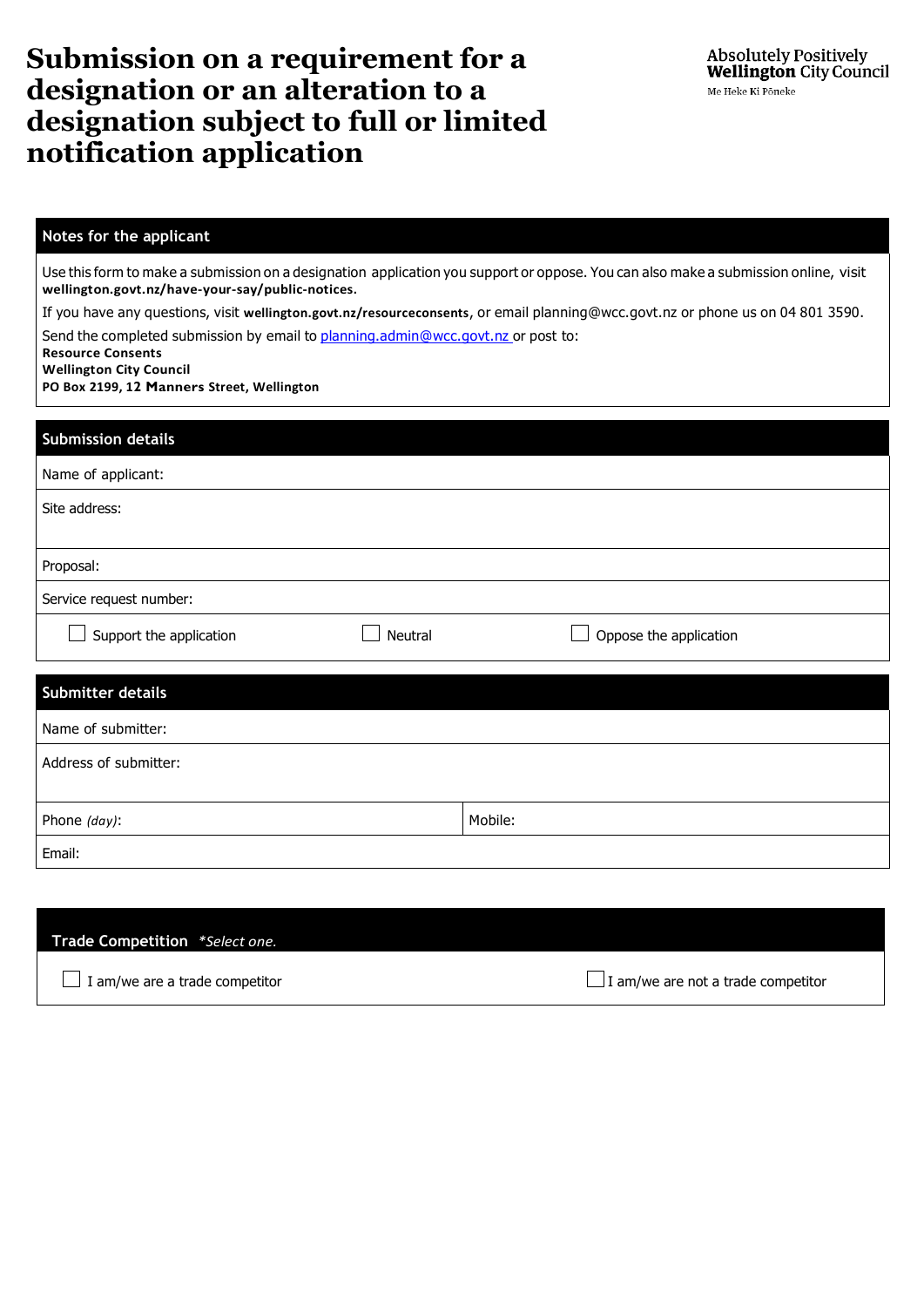# Submission on a requirement for a designation or an alteration to a designation subject to full or limited notification application

Absolutely Positively **Wellington** City Council
Me Heke Ki Pōneke

## Notes for the applicant

Use this form to make a submission on a designation application you support or oppose. You can also make a submission online, visit **wellington.govt.nz/have-your-say/public-notices.**

If you have any questions, visit **wellington.govt.nz/resourceconsents**, or email planning@wcc.govt.nz or phone us on 04 801 3590.

Send the completed submission by email to planning.admin@wcc.govt.nz or post to:
**Resource Consents**
**Wellington City Council**
**PO Box 2199, 12 Manners Street, Wellington**

## Submission details

Name of applicant:

Site address:

Proposal:

Service request number:

☐ Support the application ☐ Neutral ☐ Oppose the application

## Submitter details

Name of submitter:

Address of submitter:

| Phone *(day)*: | Mobile: |
|---|---|

Email:

## Trade Competition *Select one.*

☐ I am/we are a trade competitor ☐ I am/we are not a trade competitor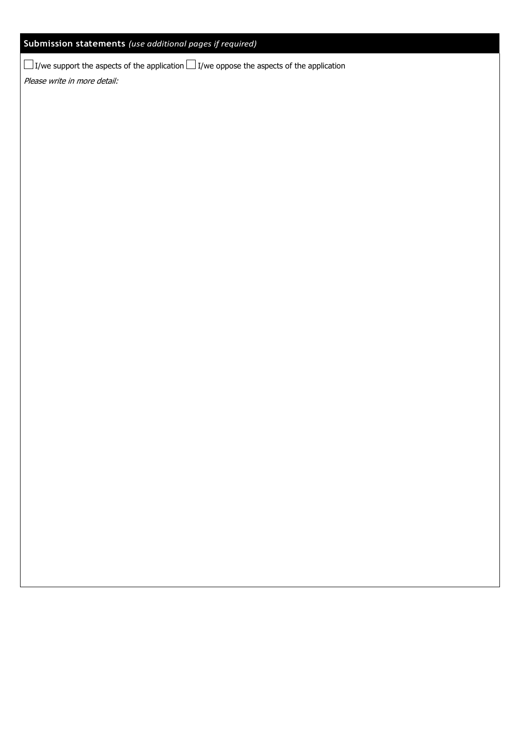## Submission statements *(use additional pages if required)*

☐ I/we support the aspects of the application ☐ I/we oppose the aspects of the application

*Please write in more detail:*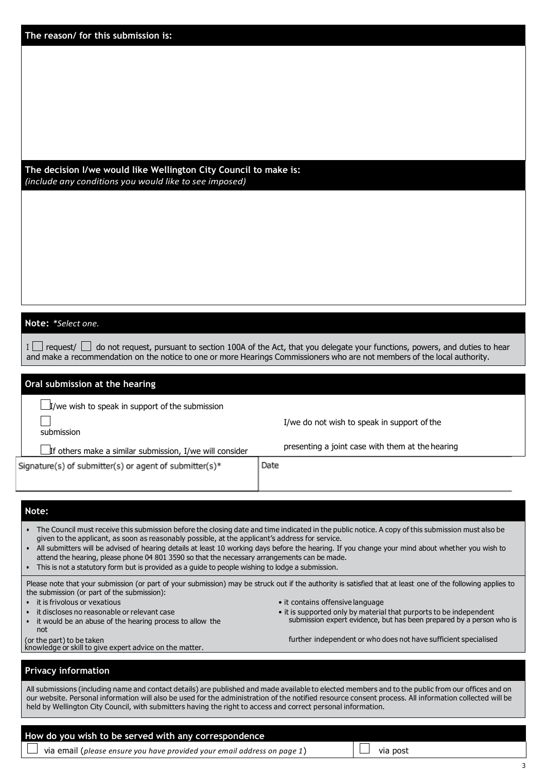## The reason/ for this submission is:

## The decision I/we would like Wellington City Council to make is:
*(include any conditions you would like to see imposed)*

## Note: *\*Select one.*

I ☐ request/ ☐ do not request, pursuant to section 100A of the Act, that you delegate your functions, powers, and duties to hear and make a recommendation on the notice to one or more Hearings Commissioners who are not members of the local authority.

## Oral submission at the hearing

☐ I/we wish to speak in support of the submission

☐ I/we do not wish to speak in support of the submission

☐ If others make a similar submission, I/we will consider presenting a joint case with them at the hearing

| Signature(s) of submitter(s) or agent of submitter(s)* | Date |
| --- | --- |
| | |

## Note:

- The Council must receive this submission before the closing date and time indicated in the public notice. A copy of this submission must also be given to the applicant, as soon as reasonably possible, at the applicant's address for service.
- All submitters will be advised of hearing details at least 10 working days before the hearing. If you change your mind about whether you wish to attend the hearing, please phone 04 801 3590 so that the necessary arrangements can be made.
- This is not a statutory form but is provided as a guide to people wishing to lodge a submission.

Please note that your submission (or part of your submission) may be struck out if the authority is satisfied that at least one of the following applies to the submission (or part of the submission):

- it is frivolous or vexatious
- it discloses no reasonable or relevant case
- it would be an abuse of the hearing process to allow the submission (or the part) to be taken further
- it contains offensive language
- it is supported only by material that purports to be independent expert evidence, but has been prepared by a person who is not independent or who does not have sufficient specialised knowledge or skill to give expert advice on the matter.

## Privacy information

All submissions (including name and contact details) are published and made available to elected members and to the public from our offices and on our website. Personal information will also be used for the administration of the notified resource consent process. All information collected will be held by Wellington City Council, with submitters having the right to access and correct personal information.

## How do you wish to be served with any correspondence

☐ via email (*please ensure you have provided your email address on page 1*)

☐ via post